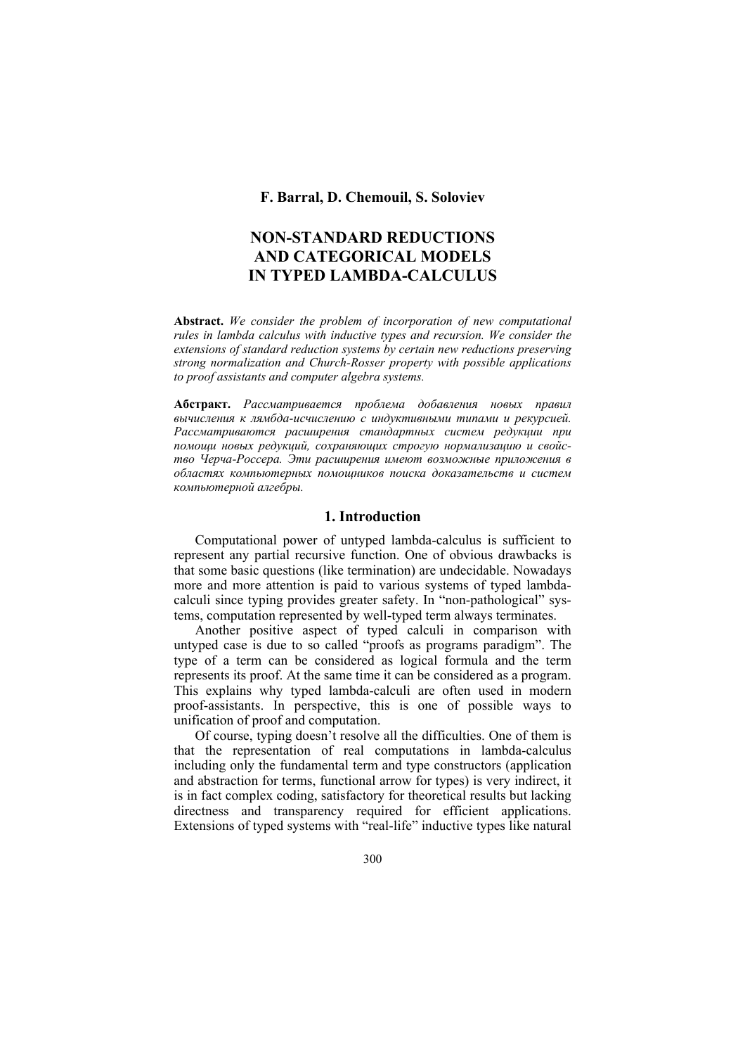**F. Barral, D. Chemouil, S. Soloviev**

# NON-STANDARD REDUCTIONS AND CATEGORICAL MODELS IN TYPED LAMBDA-CALCULUS

**Abstract.** *We consider the problem of incorporation of new computational rules in lambda calculus with inductive types and recursion. We consider the extensions of standard reduction systems by certain new reductions preserving strong normalization and Church-Rosser property with possible applications to proof assistants and computer algebra systems.*

**Абстракт.** *Рассматривается проблема добавления новых правил вычисления к лямбда-исчислению с индуктивными типами и рекурсией. Рассматриваются расширения стандартных систем редукции при помощи новых редукций, сохраняющих строгую нормализацию и свойство Черча-Россера. Эти расширения имеют возможные приложения в областях компьютерных помощников поиска доказательств и систем компьютерной алгебры.*

## 1. Introduction

Computational power of untyped lambda-calculus is sufficient to represent any partial recursive function. One of obvious drawbacks is that some basic questions (like termination) are undecidable. Nowadays more and more attention is paid to various systems of typed lambda-calculi since typing provides greater safety. In "non-pathological" systems, computation represented by well-typed term always terminates.

Another positive aspect of typed calculi in comparison with untyped case is due to so called "proofs as programs paradigm". The type of a term can be considered as logical formula and the term represents its proof. At the same time it can be considered as a program. This explains why typed lambda-calculi are often used in modern proof-assistants. In perspective, this is one of possible ways to unification of proof and computation.

Of course, typing doesn't resolve all the difficulties. One of them is that the representation of real computations in lambda-calculus including only the fundamental term and type constructors (application and abstraction for terms, functional arrow for types) is very indirect, it is in fact complex coding, satisfactory for theoretical results but lacking directness and transparency required for efficient applications. Extensions of typed systems with "real-life" inductive types like natural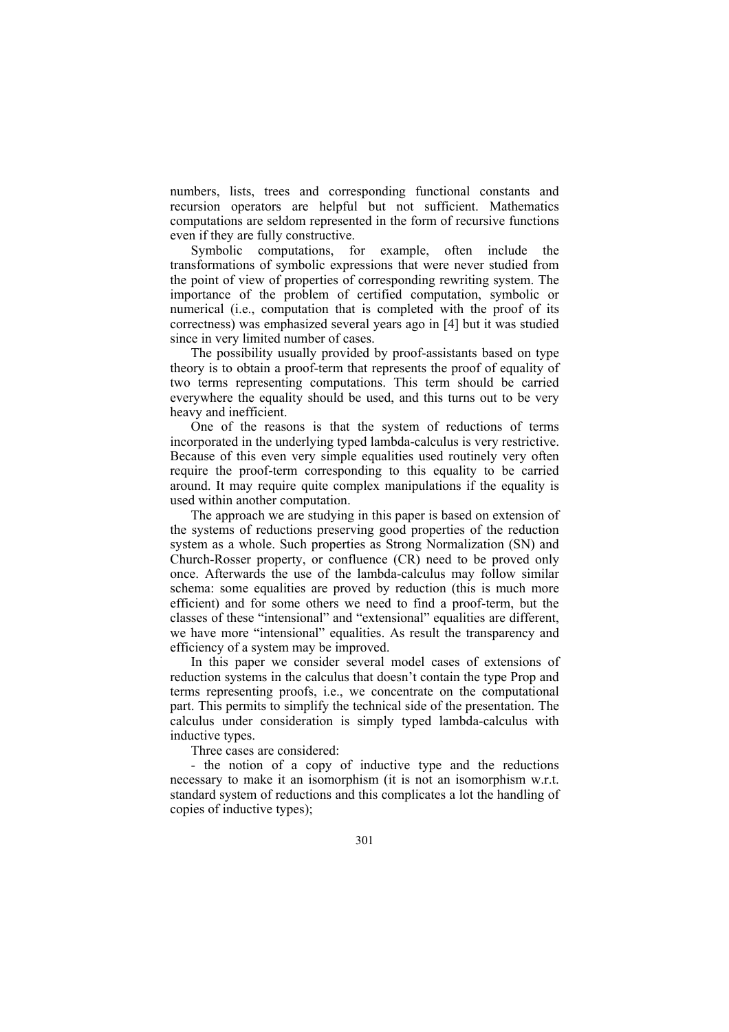numbers, lists, trees and corresponding functional constants and recursion operators are helpful but not sufficient. Mathematics computations are seldom represented in the form of recursive functions even if they are fully constructive.

Symbolic computations, for example, often include the transformations of symbolic expressions that were never studied from the point of view of properties of corresponding rewriting system. The importance of the problem of certified computation, symbolic or numerical (i.e., computation that is completed with the proof of its correctness) was emphasized several years ago in [4] but it was studied since in very limited number of cases.

The possibility usually provided by proof-assistants based on type theory is to obtain a proof-term that represents the proof of equality of two terms representing computations. This term should be carried everywhere the equality should be used, and this turns out to be very heavy and inefficient.

One of the reasons is that the system of reductions of terms incorporated in the underlying typed lambda-calculus is very restrictive. Because of this even very simple equalities used routinely very often require the proof-term corresponding to this equality to be carried around. It may require quite complex manipulations if the equality is used within another computation.

The approach we are studying in this paper is based on extension of the systems of reductions preserving good properties of the reduction system as a whole. Such properties as Strong Normalization (SN) and Church-Rosser property, or confluence (CR) need to be proved only once. Afterwards the use of the lambda-calculus may follow similar schema: some equalities are proved by reduction (this is much more efficient) and for some others we need to find a proof-term, but the classes of these "intensional" and "extensional" equalities are different, we have more "intensional" equalities. As result the transparency and efficiency of a system may be improved.

In this paper we consider several model cases of extensions of reduction systems in the calculus that doesn't contain the type Prop and terms representing proofs, i.e., we concentrate on the computational part. This permits to simplify the technical side of the presentation. The calculus under consideration is simply typed lambda-calculus with inductive types.

Three cases are considered:

- the notion of a copy of inductive type and the reductions necessary to make it an isomorphism (it is not an isomorphism w.r.t. standard system of reductions and this complicates a lot the handling of copies of inductive types);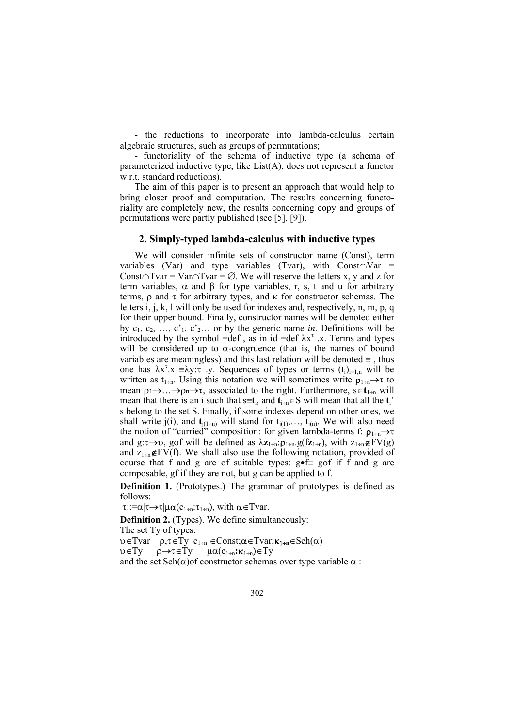- the reductions to incorporate into lambda-calculus certain algebraic structures, such as groups of permutations;

- functoriality of the schema of inductive type (a schema of parameterized inductive type, like List(A), does not represent a functor w.r.t. standard reductions).

The aim of this paper is to present an approach that would help to bring closer proof and computation. The results concerning functoriality are completely new, the results concerning copy and groups of permutations were partly published (see [5], [9]).

## 2. Simply-typed lambda-calculus with inductive types

We will consider infinite sets of constructor name (Const), term variables (Var) and type variables (Tvar), with $\mathrm{Const}\cap\mathrm{Var} = \mathrm{Const}\cap\mathrm{Tvar} = \mathrm{Var}\cap\mathrm{Tvar} = \emptyset$. We will reserve the letters x, y and z for term variables, $\alpha$ and $\beta$ for type variables, r, s, t and u for arbitrary terms, $\rho$ and $\tau$ for arbitrary types, and $\kappa$ for constructor schemas. The letters i, j, k, l will only be used for indexes and, respectively, n, m, p, q for their upper bound. Finally, constructor names will be denoted either by $c_1$, $c_2$, …, $c'_1$, $c'_2$… or by the generic name *in*. Definitions will be introduced by the symbol =def , as in id =def $\lambda x^{\tau}.x$. Terms and types will be considered up to $\alpha$-congruence (that is, the names of bound variables are meaningless) and this last relation will be denoted $\equiv$ , thus one has $\lambda x^{\tau}.x \equiv \lambda y{:}\tau\ .y$. Sequences of types or terms $(t_i)_{i=1,n}$ will be written as $t_{1\div n}$. Using this notation we will sometimes write $\rho_{1\div n}\to\tau$ to mean $\rho_1\to\ldots\to\rho_n\to\tau$, associated to the right. Furthermore, $s\in\mathbf{t}_{1\div n}$ will mean that there is an i such that $s\equiv\mathbf{t}_i$, and $\mathbf{t}_{i\div n}\in S$ will mean that all the $\mathbf{t}_i$'s belong to the set S. Finally, if some indexes depend on other ones, we shall write j(i), and $\mathbf{t}_{j(1\div n)}$ will stand for $t_{j(1)},\ldots, t_{j(n)}$. We will also need the notion of "curried" composition: for given lambda-terms f: $\rho_{1\div n}\to\tau$ and g:$\tau\to\upsilon$, gof will be defined as $\lambda\mathbf{z}_{1\div n}{:}\rho_{1\div n}.g(f\mathbf{z}_{1\div n})$, with $z_{1\div n}\notin FV(g)$ and $z_{1\div n}\notin FV(f)$. We shall also use the following notation, provided of course that f and g are of suitable types: $g\bullet f\equiv$ gof if f and g are composable, gf if they are not, but g can be applied to f.

**Definition 1.** (Prototypes.) The grammar of prototypes is defined as follows:

$\tau::=\alpha|\tau\to\tau|\mu\alpha(c_{1\div n}:\tau_{1\div n})$, with $\alpha\in\mathrm{Tvar}$.

**Definition 2.** (Types). We define simultaneously:

The set Ty of types:

$$\frac{\upsilon\in\mathrm{Tvar}}{\upsilon\in\mathrm{Ty}}\qquad\frac{\rho,\tau\in\mathrm{Ty}}{\rho\to\tau\in\mathrm{Ty}}\qquad\frac{c_{1\div n}\in\mathrm{Const};\alpha\in\mathrm{Tvar};\kappa_{1\div n}\in\mathrm{Sch}(\alpha)}{\mu\alpha(c_{1\div n}:\kappa_{1\div n})\in\mathrm{Ty}}$$

and the set $\mathrm{Sch}(\alpha)$ of constructor schemas over type variable $\alpha$ :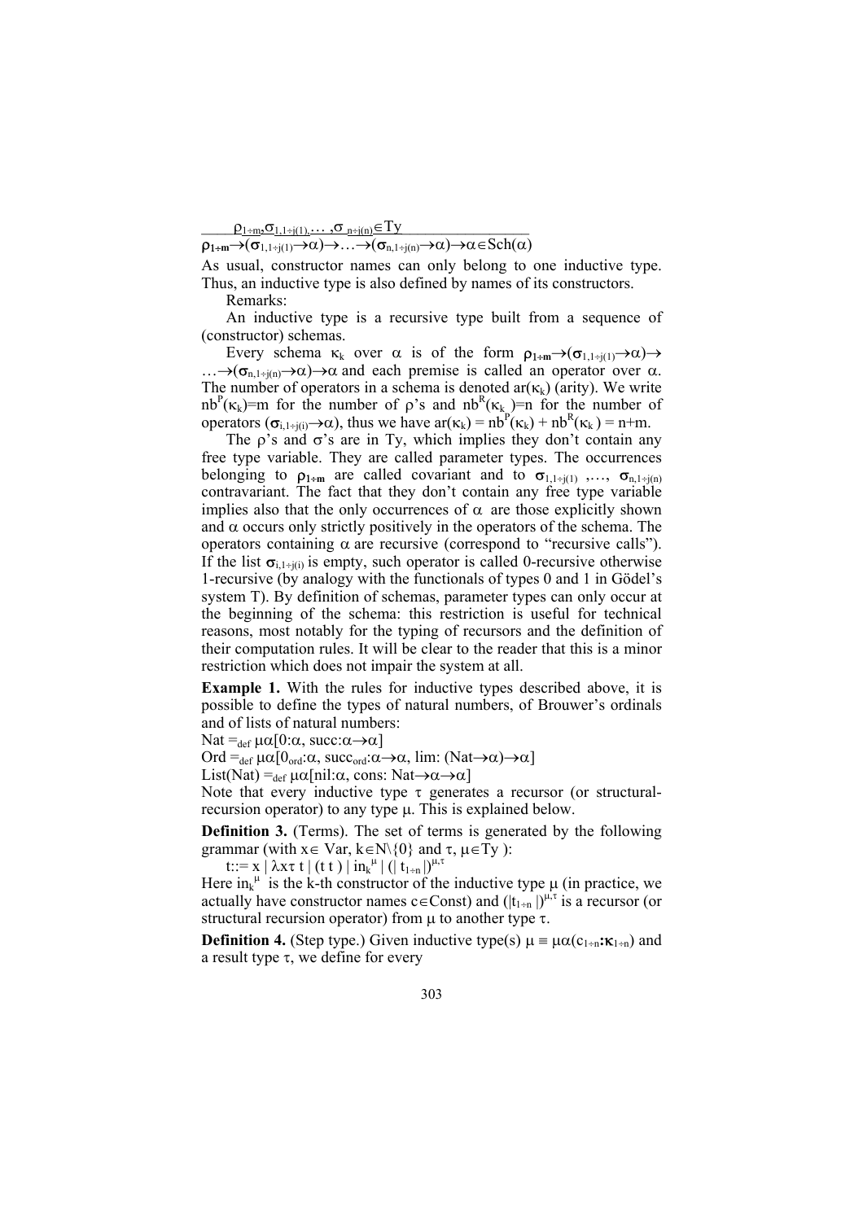$$\frac{\rho_{1\div m}, \sigma_{1,1\div j(1)}, \ldots, \sigma_{n\div j(n)} \in \mathrm{Ty}}{\boldsymbol{\rho_{1\div m}} \rightarrow (\sigma_{1,1\div j(1)} \rightarrow \alpha) \rightarrow \ldots \rightarrow (\sigma_{n,1\div j(n)} \rightarrow \alpha) \rightarrow \alpha \in \mathrm{Sch}(\alpha)}$$

As usual, constructor names can only belong to one inductive type. Thus, an inductive type is also defined by names of its constructors.

Remarks:

An inductive type is a recursive type built from a sequence of (constructor) schemas.

Every schema $\kappa_k$ over $\alpha$ is of the form $\boldsymbol{\rho_{1\div m}} \rightarrow (\sigma_{1,1\div j(1)} \rightarrow \alpha) \rightarrow \ldots \rightarrow (\sigma_{n,1\div j(n)} \rightarrow \alpha) \rightarrow \alpha$ and each premise is called an operator over $\alpha$. The number of operators in a schema is denoted $\mathrm{ar}(\kappa_k)$ (arity). We write $\mathrm{nb}^P(\kappa_k)=m$ for the number of $\rho$'s and $\mathrm{nb}^R(\kappa_k)=n$ for the number of operators $(\sigma_{i,1\div j(i)} \rightarrow \alpha)$, thus we have $\mathrm{ar}(\kappa_k) = \mathrm{nb}^P(\kappa_k) + \mathrm{nb}^R(\kappa_k) = n+m$.

The $\rho$'s and $\sigma$'s are in Ty, which implies they don't contain any free type variable. They are called parameter types. The occurrences belonging to $\boldsymbol{\rho_{1\div m}}$ are called covariant and to $\sigma_{1,1\div j(1)}, \ldots, \sigma_{n,1\div j(n)}$ contravariant. The fact that they don't contain any free type variable implies also that the only occurrences of $\alpha$ are those explicitly shown and $\alpha$ occurs only strictly positively in the operators of the schema. The operators containing $\alpha$ are recursive (correspond to "recursive calls"). If the list $\sigma_{i,1\div j(i)}$ is empty, such operator is called 0-recursive otherwise 1-recursive (by analogy with the functionals of types 0 and 1 in Gödel's system T). By definition of schemas, parameter types can only occur at the beginning of the schema: this restriction is useful for technical reasons, most notably for the typing of recursors and the definition of their computation rules. It will be clear to the reader that this is a minor restriction which does not impair the system at all.

**Example 1.** With the rules for inductive types described above, it is possible to define the types of natural numbers, of Brouwer's ordinals and of lists of natural numbers:

$\mathrm{Nat} =_{\mathrm{def}} \mu\alpha[0{:}\alpha, \mathrm{succ}{:}\alpha\rightarrow\alpha]$

$\mathrm{Ord} =_{\mathrm{def}} \mu\alpha[0_{\mathrm{ord}}{:}\alpha, \mathrm{succ}_{\mathrm{ord}}{:}\alpha\rightarrow\alpha, \mathrm{lim}{:}\ (\mathrm{Nat}\rightarrow\alpha)\rightarrow\alpha]$

$\mathrm{List(Nat)} =_{\mathrm{def}} \mu\alpha[\mathrm{nil}{:}\alpha, \mathrm{cons}{:}\ \mathrm{Nat}\rightarrow\alpha\rightarrow\alpha]$

Note that every inductive type $\tau$ generates a recursor (or structural-recursion operator) to any type $\mu$. This is explained below.

**Definition 3.** (Terms). The set of terms is generated by the following grammar (with $x\in \mathrm{Var}$, $k\in \mathbb{N}\backslash\{0\}$ and $\tau, \mu\in \mathrm{Ty}$ ):

$t ::= x \mid \lambda x\tau\, t \mid (t\ t) \mid \mathrm{in}_k^{\mu} \mid (\!|\, t_{1\div n} |\!)^{\mu,\tau}$

Here $\mathrm{in}_k^{\mu}$ is the k-th constructor of the inductive type $\mu$ (in practice, we actually have constructor names $c\in\mathrm{Const}$) and $(\!|t_{1\div n}|\!)^{\mu,\tau}$ is a recursor (or structural recursion operator) from $\mu$ to another type $\tau$.

**Definition 4.** (Step type.) Given inductive type(s) $\mu \equiv \mu\alpha(c_{1\div n}{:}\boldsymbol{\kappa_{1\div n}})$ and a result type $\tau$, we define for every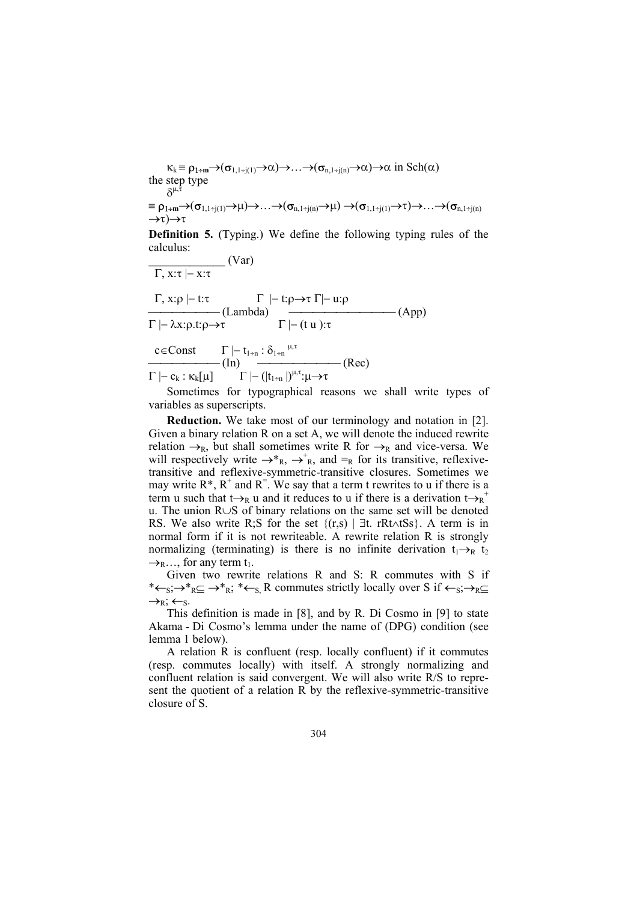$\kappa_k \equiv \rho_{1\div m} \to (\sigma_{1,1\div j(1)} \to \alpha) \to \ldots \to (\sigma_{n,1\div j(n)} \to \alpha) \to \alpha$ in $Sch(\alpha)$

the step type

$\delta^{\mu,\tau}$

$\equiv \rho_{1\div m} \to (\sigma_{1,1\div j(1)} \to \mu) \to \ldots \to (\sigma_{n,1\div j(n)} \to \mu) \to (\sigma_{1,1\div j(1)} \to \tau) \to \ldots \to (\sigma_{n,1\div j(n)} \to \tau) \to \tau$

**Definition 5.** (Typing.) We define the following typing rules of the calculus:

$$\frac{}{\Gamma, x:\tau \vdash x:\tau} \text{ (Var)}$$

$$\frac{\Gamma, x:\rho \vdash t:\tau}{\Gamma \vdash \lambda x:\rho.t:\rho\to\tau} \text{ (Lambda)} \qquad \frac{\Gamma \vdash t:\rho\to\tau \quad \Gamma \vdash u:\rho}{\Gamma \vdash (t\ u):\tau} \text{ (App)}$$

$$\frac{c\in Const}{\Gamma \vdash c_k : \kappa_k[\mu]} \text{ (In)} \qquad \frac{\Gamma \vdash t_{1\div n} : \delta_{1\div n}^{\ \mu,\tau}}{\Gamma \vdash (|t_{1\div n}|)^{\mu,\tau}:\mu\to\tau} \text{ (Rec)}$$

Sometimes for typographical reasons we shall write types of variables as superscripts.

**Reduction.** We take most of our terminology and notation in [2]. Given a binary relation R on a set A, we will denote the induced rewrite relation $\to_R$, but shall sometimes write R for $\to_R$ and vice-versa. We will respectively write $\to^*_R$, $\to^+_R$, and $=_R$ for its transitive, reflexive-transitive and reflexive-symmetric-transitive closures. Sometimes we may write $R^*$, $R^+$ and $R^=$. We say that a term t rewrites to u if there is a term u such that $t\to_R u$ and it reduces to u if there is a derivation $t\to_R^+ u$. The union $R\cup S$ of binary relations on the same set will be denoted RS. We also write R;S for the set $\{(r,s) \mid \exists t.\ rRt \wedge tSs\}$. A term is in normal form if it is not rewriteable. A rewrite relation R is strongly normalizing (terminating) is there is no infinite derivation $t_1\to_R t_2 \to_R\ldots$, for any term $t_1$.

Given two rewrite relations R and S: R commutes with S if ${}^*\!\leftarrow_S;\to^*_R\subseteq \to^*_R;\ {}^*\!\leftarrow_S$. R commutes strictly locally over S if $\leftarrow_S;\to_R\subseteq \to_R;\ \leftarrow_S$.

This definition is made in [8], and by R. Di Cosmo in [9] to state Akama - Di Cosmo's lemma under the name of (DPG) condition (see lemma 1 below).

A relation R is confluent (resp. locally confluent) if it commutes (resp. commutes locally) with itself. A strongly normalizing and confluent relation is said convergent. We will also write R/S to represent the quotient of a relation R by the reflexive-symmetric-transitive closure of S.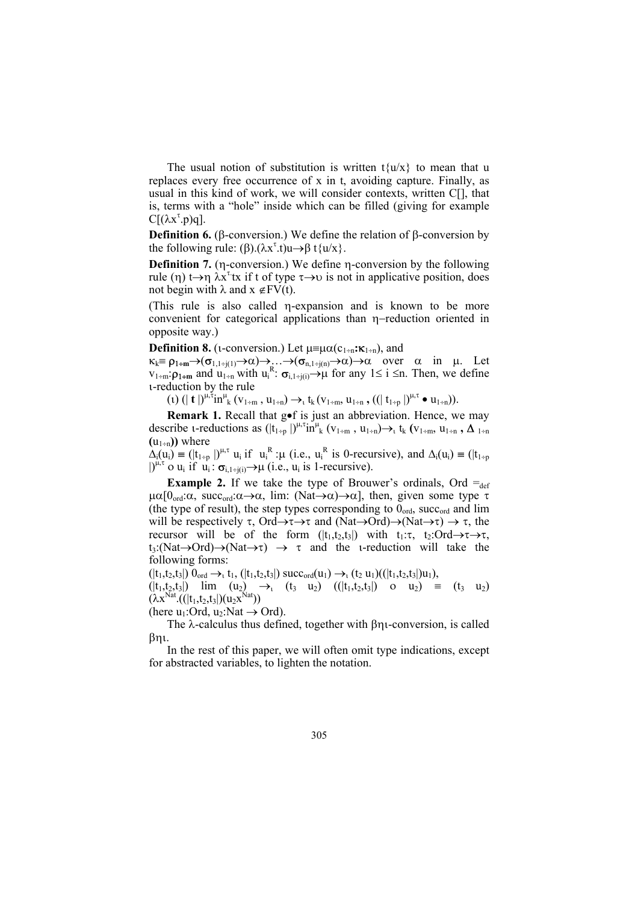The usual notion of substitution is written $t\{u/x\}$ to mean that u replaces every free occurrence of x in t, avoiding capture. Finally, as usual in this kind of work, we will consider contexts, written C[], that is, terms with a "hole" inside which can be filled (giving for example $C[(\lambda x^{\tau}.p)q]$.

**Definition 6.** ($\beta$-conversion.) We define the relation of $\beta$-conversion by the following rule: ($\beta$).$(\lambda x^{\tau}.t)u \rightarrow_{\beta} t\{u/x\}$.

**Definition 7.** ($\eta$-conversion.) We define $\eta$-conversion by the following rule ($\eta$) $t \rightarrow_{\eta} \lambda x^{\tau} tx$ if t of type $\tau \rightarrow \upsilon$ is not in applicative position, does not begin with $\lambda$ and $x \notin FV(t)$.

(This rule is also called $\eta$-expansion and is known to be more convenient for categorical applications than $\eta$–reduction oriented in opposite way.)

**Definition 8.** ($\iota$-conversion.) Let $\mu \equiv \mu\alpha(c_{1\div n}\mathbf{:}\boldsymbol{\kappa}_{1\div n})$, and $\kappa_k \equiv \boldsymbol{\rho}_{1\div m} \rightarrow (\sigma_{1,1\div j(1)} \rightarrow \alpha) \rightarrow \ldots \rightarrow (\sigma_{n,1\div j(n)} \rightarrow \alpha) \rightarrow \alpha$ over $\alpha$ in $\mu$. Let $v_{1\div m}\mathbf{:}\boldsymbol{\rho}_{1\div m}$ and $u_{1\div n}$ with $u_i^R$: $\sigma_{i,1\div j(i)} \rightarrow \mu$ for any $1 \leq i \leq n$. Then, we define $\iota$-reduction by the rule

($\iota$) $(|\,\mathbf{t}\,|)^{\mu,\tau} in^{\mu}_{k}\,(v_{1\div m}\,,\,u_{1\div n}) \rightarrow_{\iota} t_k\,(v_{1\div m},\,u_{1\div n}\,\mathbf{,}\,((|\,t_{1\div p}\,|)^{\mu,\tau} \bullet u_{1\div n}))$.

**Remark 1.** Recall that $g \bullet f$ is just an abbreviation. Hence, we may describe $\iota$-reductions as $(|t_{1\div p}\,|)^{\mu,\tau} in^{\mu}_{k}\,(v_{1\div m}\,,\,u_{1\div n}) \rightarrow_{\iota} t_k\,(v_{1\div m},\,u_{1\div n}\,\mathbf{,}\,\Delta_{1\div n}\,(u_{1\div n}))$ where

$\Delta_i(u_i) \equiv (|t_{1\div p}\,|)^{\mu,\tau}\, u_i$ if $u_i^R:\mu$ (i.e., $u_i^R$ is 0-recursive), and $\Delta_i(u_i) \equiv (|t_{1\div p}\,|)^{\mu,\tau} \circ u_i$ if $u_i : \sigma_{i,1\div j(i)} \rightarrow \mu$ (i.e., $u_i$ is 1-recursive).

**Example 2.** If we take the type of Brouwer's ordinals, $Ord =_{def} \mu\alpha[0_{ord}{:}\alpha,\ succ_{ord}{:}\alpha \rightarrow \alpha,\ lim{:}\ (Nat \rightarrow \alpha) \rightarrow \alpha]$, then, given some type $\tau$ (the type of result), the step types corresponding to $0_{ord}$, $succ_{ord}$ and lim will be respectively $\tau$, $Ord \rightarrow \tau \rightarrow \tau$ and $(Nat \rightarrow Ord) \rightarrow (Nat \rightarrow \tau) \rightarrow \tau$, the recursor will be of the form $(|t_1,t_2,t_3|)$ with $t_1{:}\tau$, $t_2{:}Ord \rightarrow \tau \rightarrow \tau$, $t_3{:}(Nat \rightarrow Ord) \rightarrow (Nat \rightarrow \tau) \rightarrow \tau$ and the $\iota$-reduction will take the following forms:

$(|t_1,t_2,t_3|)\ 0_{ord} \rightarrow_{\iota} t_1$, $(|t_1,t_2,t_3|)\ succ_{ord}(u_1) \rightarrow_{\iota} (t_2\ u_1)((|t_1,t_2,t_3|)u_1)$,

$(|t_1,t_2,t_3|)\ \ lim\ \ (u_2)\ \ \rightarrow_{\iota}\ \ (t_3\ \ u_2)\ \ ((|t_1,t_2,t_3|)\ \ \circ\ \ u_2)\ \ \equiv\ \ (t_3\ \ u_2)\ (\lambda x^{Nat}.((|t_1,t_2,t_3|)(u_2 x^{Nat}))$

(here $u_1{:}Ord$, $u_2{:}Nat \rightarrow Ord$).

The $\lambda$-calculus thus defined, together with $\beta\eta\iota$-conversion, is called $\beta\eta\iota$.

In the rest of this paper, we will often omit type indications, except for abstracted variables, to lighten the notation.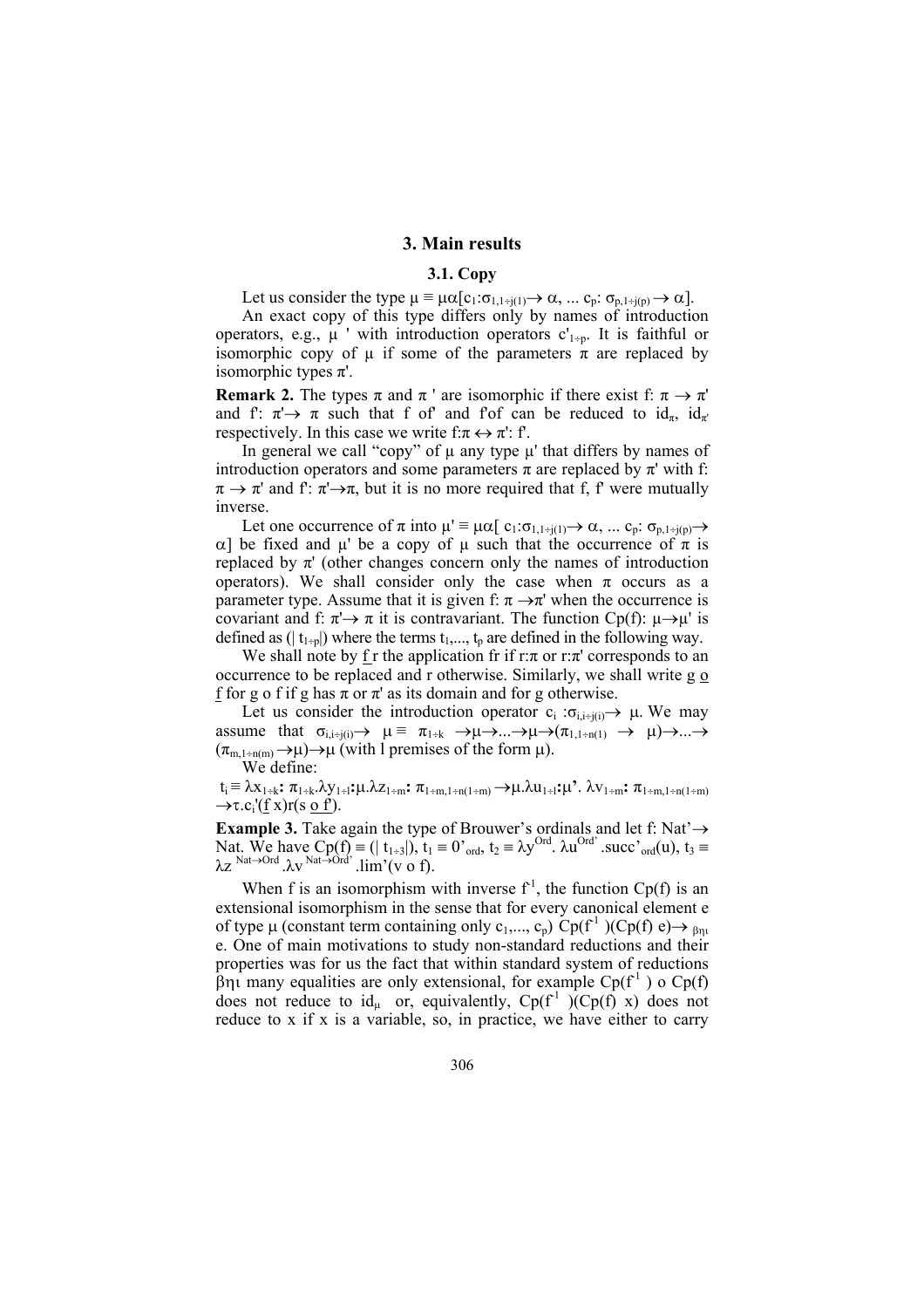## 3. Main results

### 3.1. Copy

Let us consider the type $\mu \equiv \mu\alpha[c_1{:}\sigma_{1,1\div j(1)}\rightarrow \alpha, \ldots\ c_p{:}\ \sigma_{p,1\div j(p)} \rightarrow \alpha]$.

An exact copy of this type differs only by names of introduction operators, e.g., $\mu'$ with introduction operators $c'_{1\div p}$. It is faithful or isomorphic copy of $\mu$ if some of the parameters $\pi$ are replaced by isomorphic types $\pi'$.

**Remark 2.** The types $\pi$ and $\pi'$ are isomorphic if there exist $f{:}\ \pi \rightarrow \pi'$ and $f'{:}\ \pi'\rightarrow \pi$ such that f of' and f'of can be reduced to $id_\pi$, $id_{\pi'}$ respectively. In this case we write $f{:}\pi \leftrightarrow \pi'{:}\ f'$.

In general we call "copy" of $\mu$ any type $\mu'$ that differs by names of introduction operators and some parameters $\pi$ are replaced by $\pi'$ with $f{:}\ \pi \rightarrow \pi'$ and $f'{:}\ \pi'\rightarrow\pi$, but it is no more required that f, f' were mutually inverse.

Let one occurrence of $\pi$ into $\mu' \equiv \mu\alpha[\ c_1{:}\sigma_{1,1\div j(1)}\rightarrow \alpha, \ldots\ c_p{:}\ \sigma_{p,1\div j(p)}\rightarrow \alpha]$ be fixed and $\mu'$ be a copy of $\mu$ such that the occurrence of $\pi$ is replaced by $\pi'$ (other changes concern only the names of introduction operators). We shall consider only the case when $\pi$ occurs as a parameter type. Assume that it is given $f{:}\ \pi \rightarrow\pi'$ when the occurrence is covariant and $f{:}\ \pi'\rightarrow \pi$ it is contravariant. The function $Cp(f){:}\ \mu\rightarrow\mu'$ is defined as $(|\ t_{1\div p}|)$ where the terms $t_1,\ldots, t_p$ are defined in the following way.

We shall note by $\underline{f}\,r$ the application fr if $r{:}\pi$ or $r{:}\pi'$ corresponds to an occurrence to be replaced and r otherwise. Similarly, we shall write $g\ \underline{o}\ \underline{f}$ for g o f if g has $\pi$ or $\pi'$ as its domain and for g otherwise.

Let us consider the introduction operator $c_i\ {:}\sigma_{i,i\div j(i)}\rightarrow \mu$. We may assume that $\sigma_{i,i\div j(i)}\rightarrow \mu \equiv \pi_{1\div k} \rightarrow\mu\rightarrow\ldots\rightarrow\mu\rightarrow(\pi_{1,1\div n(1)} \rightarrow \mu)\rightarrow\ldots\rightarrow (\pi_{m,1\div n(m)} \rightarrow\mu)\rightarrow\mu$ (with l premises of the form $\mu$).

We define:

$t_i \equiv \lambda x_{1\div k}{:}\ \pi_{1\div k}.\lambda y_{1\div l}{:}\mu.\lambda z_{1\div m}{:}\ \pi_{1\div m,1\div n(1\div m)} \rightarrow\mu.\lambda u_{1\div l}{:}\mu'.\ \lambda v_{1\div m}{:}\ \pi_{1\div m,1\div n(1\div m)} \rightarrow\tau.c_i'(\underline{f}\ x)r(s\ \underline{o}\ \underline{f'})$.

**Example 3.** Take again the type of Brouwer's ordinals and let $f{:}\ Nat'\rightarrow Nat$. We have $Cp(f) \equiv (|\ t_{1\div 3}|)$, $t_1 \equiv 0'_{ord}$, $t_2 \equiv \lambda y^{Ord}.\ \lambda u^{Ord'}.succ'_{ord}(u)$, $t_3 \equiv \lambda z^{\ Nat\rightarrow Ord}.\lambda v^{\ Nat\rightarrow Ord'}.lim'(v\ o\ f)$.

When f is an isomorphism with inverse $f^{-1}$, the function Cp(f) is an extensional isomorphism in the sense that for every canonical element e of type $\mu$ (constant term containing only $c_1,\ldots, c_p$) $Cp(f^{-1})(Cp(f)\ e)\rightarrow_{\beta\eta\iota} e$. One of main motivations to study non-standard reductions and their properties was for us the fact that within standard system of reductions $\beta\eta\iota$ many equalities are only extensional, for example $Cp(f^{-1})\ o\ Cp(f)$ does not reduce to $id_\mu$ or, equivalently, $Cp(f^{-1})(Cp(f)\ x)$ does not reduce to x if x is a variable, so, in practice, we have either to carry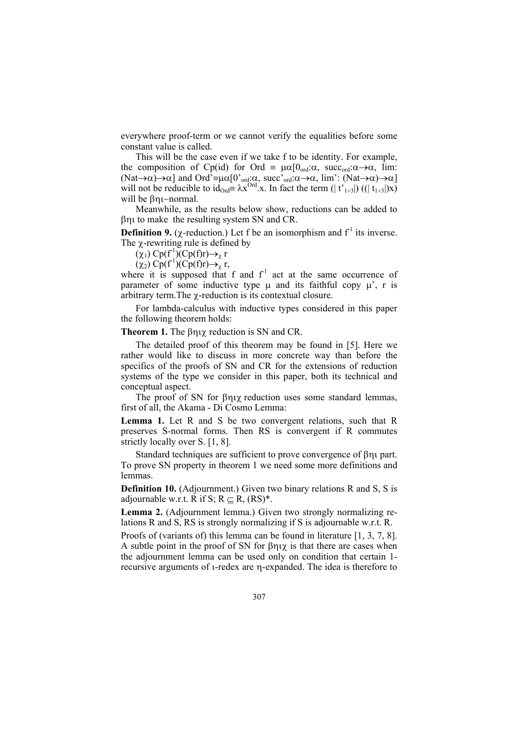everywhere proof-term or we cannot verify the equalities before some constant value is called.

This will be the case even if we take f to be identity. For example, the composition of Cp(id) for Ord $\equiv \mu\alpha[0_{ord}:\alpha,\ succ_{ord}:\alpha\to\alpha,\ lim: (Nat\to\alpha)\to\alpha]$ and Ord'$\equiv\mu\alpha[0'_{ord}:\alpha,\ succ'_{ord}:\alpha\to\alpha,\ lim': (Nat\to\alpha)\to\alpha]$ will not be reducible to $id_{Ord}\equiv \lambda x^{Ord}.x$. In fact the term $(|\ t'_{1\div3}|)\ ((|\ t_{1\div3}|)x)$ will be $\beta\eta\iota$–normal.

Meanwhile, as the results below show, reductions can be added to $\beta\eta\iota$ to make the resulting system SN and CR.

**Definition 9.** ($\chi$-reduction.) Let f be an isomorphism and $f^{-1}$ its inverse. The $\chi$-rewriting rule is defined by

($\chi_1$) $Cp(f^{-1})(Cp(f)r)\to_\chi r$

($\chi_2$) $Cp(f^{-1})(Cp(f)r)\to_\chi r$,

where it is supposed that f and $f^{-1}$ act at the same occurrence of parameter of some inductive type $\mu$ and its faithful copy $\mu$', r is arbitrary term.The $\chi$-reduction is its contextual closure.

For lambda-calculus with inductive types considered in this paper the following theorem holds:

**Theorem 1.** The $\beta\eta\iota\chi$ reduction is SN and CR.

The detailed proof of this theorem may be found in [5]. Here we rather would like to discuss in more concrete way than before the specifics of the proofs of SN and CR for the extensions of reduction systems of the type we consider in this paper, both its technical and conceptual aspect.

The proof of SN for $\beta\eta\iota\chi$ reduction uses some standard lemmas, first of all, the Akama - Di Cosmo Lemma:

**Lemma 1.** Let R and S be two convergent relations, such that R preserves S-normal forms. Then RS is convergent if R commutes strictly locally over S. [1, 8].

Standard techniques are sufficient to prove convergence of $\beta\eta\iota$ part. To prove SN property in theorem 1 we need some more definitions and lemmas.

**Definition 10.** (Adjournment.) Given two binary relations R and S, S is adjournable w.r.t. R if $S;\ R \subseteq R,\ (RS)^*$.

**Lemma 2.** (Adjournment lemma.) Given two strongly normalizing relations R and S, RS is strongly normalizing if S is adjournable w.r.t. R.

Proofs of (variants of) this lemma can be found in literature [1, 3, 7, 8]. A subtle point in the proof of SN for $\beta\eta\iota\chi$ is that there are cases when the adjournment lemma can be used only on condition that certain 1-recursive arguments of $\iota$-redex are $\eta$-expanded. The idea is therefore to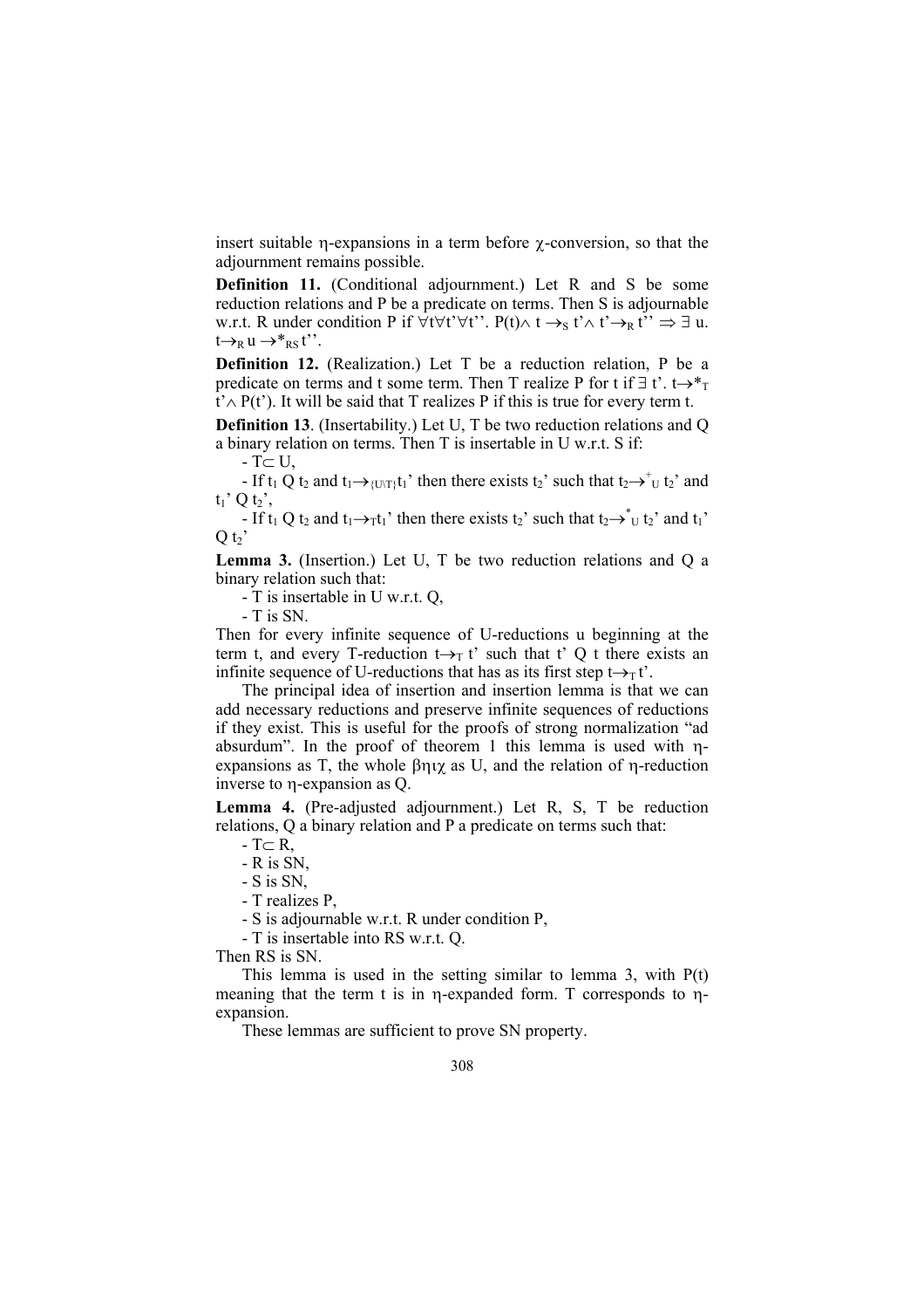insert suitable $\eta$-expansions in a term before $\chi$-conversion, so that the adjournment remains possible.

**Definition 11.** (Conditional adjournment.) Let R and S be some reduction relations and P be a predicate on terms. Then S is adjournable w.r.t. R under condition P if $\forall t \forall t' \forall t''.\ P(t) \wedge t \rightarrow_S t' \wedge t' \rightarrow_R t'' \Rightarrow \exists\ u.\ t \rightarrow_R u \rightarrow^*_{RS} t''$.

**Definition 12.** (Realization.) Let T be a reduction relation, P be a predicate on terms and t some term. Then T realize P for t if $\exists\ t'.\ t \rightarrow^*_T t' \wedge P(t')$. It will be said that T realizes P if this is true for every term t.

**Definition 13**. (Insertability.) Let U, T be two reduction relations and Q a binary relation on terms. Then T is insertable in U w.r.t. S if:

- $T \subset U$,
- If $t_1$ Q $t_2$ and $t_1 \rightarrow_{\{U \setminus T\}} t_1'$ then there exists $t_2'$ such that $t_2 \rightarrow^+_U t_2'$ and $t_1'$ Q $t_2'$,
- If $t_1$ Q $t_2$ and $t_1 \rightarrow_T t_1'$ then there exists $t_2'$ such that $t_2 \rightarrow^*_U t_2'$ and $t_1'$ Q $t_2'$

**Lemma 3.** (Insertion.) Let U, T be two reduction relations and Q a binary relation such that:

- T is insertable in U w.r.t. Q,
- T is SN.

Then for every infinite sequence of U-reductions u beginning at the term t, and every T-reduction $t \rightarrow_T t'$ such that t' Q t there exists an infinite sequence of U-reductions that has as its first step $t \rightarrow_T t'$.

The principal idea of insertion and insertion lemma is that we can add necessary reductions and preserve infinite sequences of reductions if they exist. This is useful for the proofs of strong normalization "ad absurdum". In the proof of theorem 1 this lemma is used with $\eta$-expansions as T, the whole $\beta\eta\iota\chi$ as U, and the relation of $\eta$-reduction inverse to $\eta$-expansion as Q.

**Lemma 4.** (Pre-adjusted adjournment.) Let R, S, T be reduction relations, Q a binary relation and P a predicate on terms such that:

- $T \subset R$,
- R is SN,
- S is SN,
- T realizes P,
- S is adjournable w.r.t. R under condition P,
- T is insertable into RS w.r.t. Q.

Then RS is SN.

This lemma is used in the setting similar to lemma 3, with P(t) meaning that the term t is in $\eta$-expanded form. T corresponds to $\eta$-expansion.

These lemmas are sufficient to prove SN property.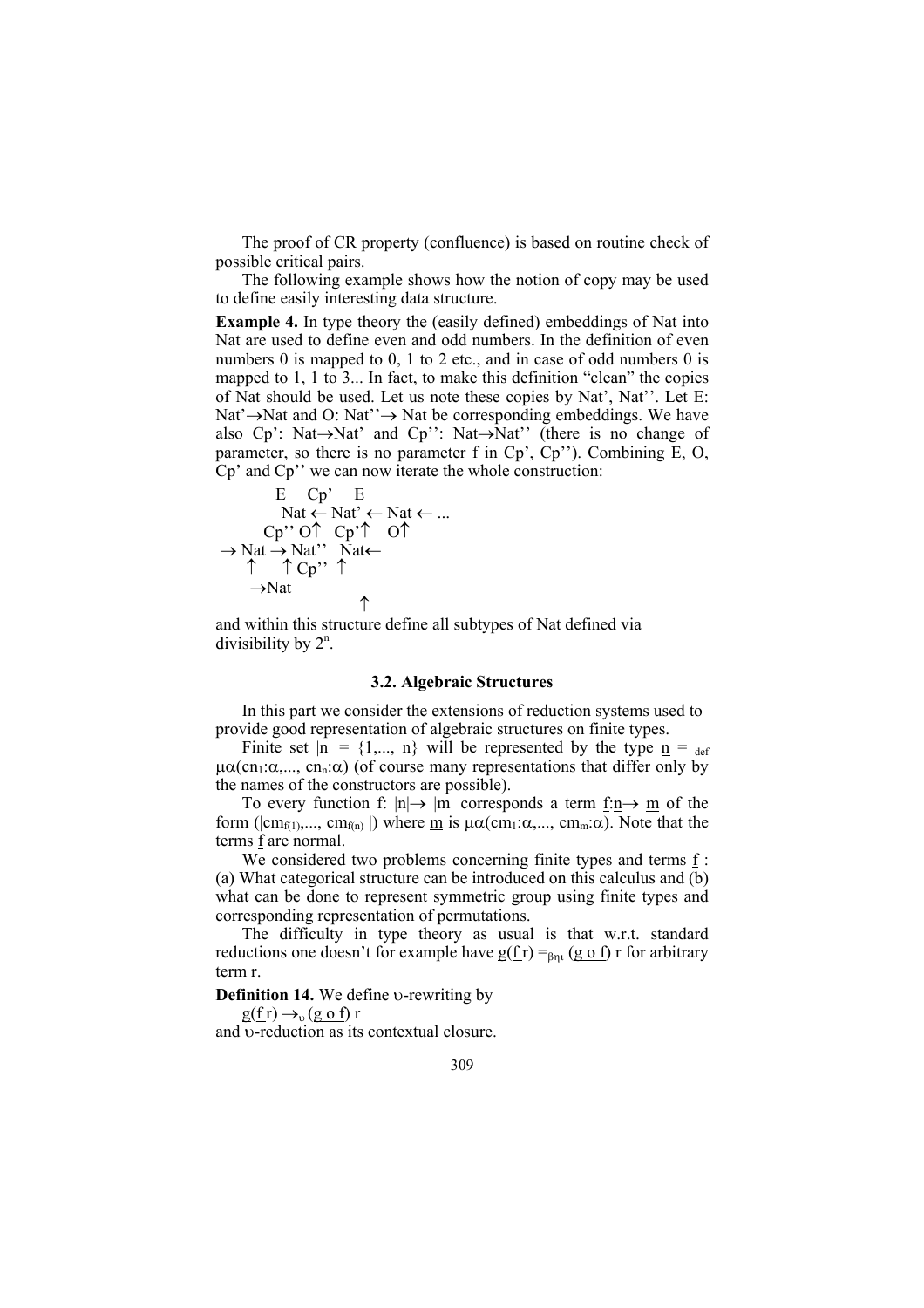The proof of CR property (confluence) is based on routine check of possible critical pairs.

The following example shows how the notion of copy may be used to define easily interesting data structure.

**Example 4.** In type theory the (easily defined) embeddings of Nat into Nat are used to define even and odd numbers. In the definition of even numbers 0 is mapped to 0, 1 to 2 etc., and in case of odd numbers 0 is mapped to 1, 1 to 3... In fact, to make this definition "clean" the copies of Nat should be used. Let us note these copies by Nat', Nat''. Let E: Nat'$\rightarrow$Nat and O: Nat''$\rightarrow$ Nat be corresponding embeddings. We have also Cp': Nat$\rightarrow$Nat' and Cp'': Nat$\rightarrow$Nat'' (there is no change of parameter, so there is no parameter f in Cp', Cp''). Combining E, O, Cp' and Cp'' we can now iterate the whole construction:

```
        E     Cp'    E
          Nat ← Nat' ← Nat ← ...
       Cp'' O↑   Cp'↑    O↑
→ Nat → Nat''   Nat←
   ↑      ↑ Cp''  ↑
    →Nat
                   ↑
```

and within this structure define all subtypes of Nat defined via divisibility by $2^n$.

### 3.2. Algebraic Structures

In this part we consider the extensions of reduction systems used to provide good representation of algebraic structures on finite types.

Finite set $|n| = \{1,..., n\}$ will be represented by the type $\underline{n} =_{def} \mu\alpha(cn_1{:}\alpha,..., cn_n{:}\alpha)$ (of course many representations that differ only by the names of the constructors are possible).

To every function f: $|n|\rightarrow |m|$ corresponds a term $\underline{f}{:}\underline{n}\rightarrow \underline{m}$ of the form $(|cm_{f(1)},..., cm_{f(n)}|)$ where $\underline{m}$ is $\mu\alpha(cm_1{:}\alpha,..., cm_m{:}\alpha)$. Note that the terms $\underline{f}$ are normal.

We considered two problems concerning finite types and terms $\underline{f}$ : (a) What categorical structure can be introduced on this calculus and (b) what can be done to represent symmetric group using finite types and corresponding representation of permutations.

The difficulty in type theory as usual is that w.r.t. standard reductions one doesn't for example have $\underline{g}(\underline{f}\, r) =_{\beta\eta\iota} (\underline{g \circ f})\, r$ for arbitrary term r.

**Definition 14.** We define $\upsilon$-rewriting by

$\underline{g}(\underline{f}\, r) \rightarrow_{\upsilon} (\underline{g \circ f})\, r$

and $\upsilon$-reduction as its contextual closure.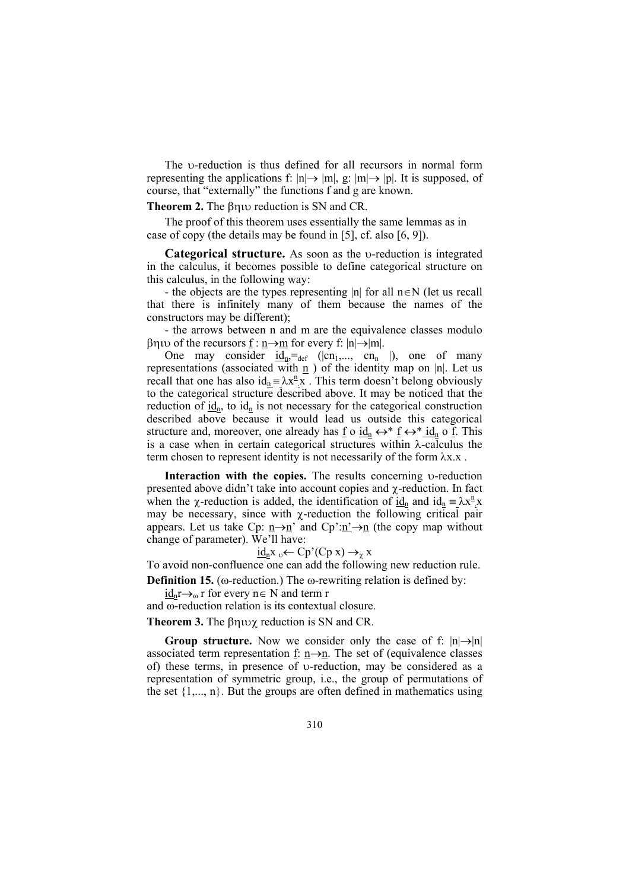The $\upsilon$-reduction is thus defined for all recursors in normal form representing the applications f: $|n| \to |m|$, g: $|m| \to |p|$. It is supposed, of course, that "externally" the functions f and g are known.

**Theorem 2.** The $\beta\eta\iota\upsilon$ reduction is SN and CR.

The proof of this theorem uses essentially the same lemmas as in case of copy (the details may be found in [5], cf. also [6, 9]).

**Categorical structure.** As soon as the $\upsilon$-reduction is integrated in the calculus, it becomes possible to define categorical structure on this calculus, in the following way:

- the objects are the types representing $|n|$ for all $n \in N$ (let us recall that there is infinitely many of them because the names of the constructors may be different);

- the arrows between n and m are the equivalence classes modulo $\beta\eta\iota\upsilon$ of the recursors $\underline{f} : \underline{n} \to \underline{m}$ for every f: $|n| \to |m|$.

One may consider $\underline{id}_{\underline{n}} =_{def} (|cn_1, ..., cn_n|)$, one of many representations (associated with $\underline{n}$ ) of the identity map on $|n|$. Let us recall that one has also $id_{\underline{n}} \equiv \lambda x^{\underline{n}}.x$ . This term doesn't belong obviously to the categorical structure described above. It may be noticed that the reduction of $\underline{id}_{\underline{n}}$, to $id_{\underline{n}}$ is not necessary for the categorical construction described above because it would lead us outside this categorical structure and, moreover, one already has $\underline{f} \circ \underline{id}_{\underline{n}} \leftrightarrow^* \underline{f} \leftrightarrow^* \underline{id}_{\underline{n}} \circ \underline{f}$. This is a case when in certain categorical structures within $\lambda$-calculus the term chosen to represent identity is not necessarily of the form $\lambda x.x$ .

**Interaction with the copies.** The results concerning $\upsilon$-reduction presented above didn't take into account copies and $\chi$-reduction. In fact when the $\chi$-reduction is added, the identification of $\underline{id}_{\underline{n}}$ and $id_{\underline{n}} \equiv \lambda x^{\underline{n}}.x$ may be necessary, since with $\chi$-reduction the following critical pair appears. Let us take Cp: $\underline{n} \to \underline{n}$' and Cp':$\underline{n}' \to \underline{n}$ (the copy map without change of parameter). We'll have:

$$\underline{id}_{\underline{n}} x \ {}_{\upsilon}\!\leftarrow Cp'(Cp\ x) \to_{\chi} x$$

To avoid non-confluence one can add the following new reduction rule.

**Definition 15.** ($\omega$-reduction.) The $\omega$-rewriting relation is defined by:

$\underline{id}_{\underline{n}} r \to_{\omega} r$ for every $n \in$ N and term r

and $\omega$-reduction relation is its contextual closure.

**Theorem 3.** The $\beta\eta\iota\upsilon\chi$ reduction is SN and CR.

**Group structure.** Now we consider only the case of f: $|n| \to |n|$ associated term representation $\underline{f}$: $\underline{n} \to \underline{n}$. The set of (equivalence classes of) these terms, in presence of $\upsilon$-reduction, may be considered as a representation of symmetric group, i.e., the group of permutations of the set {1,..., n}. But the groups are often defined in mathematics using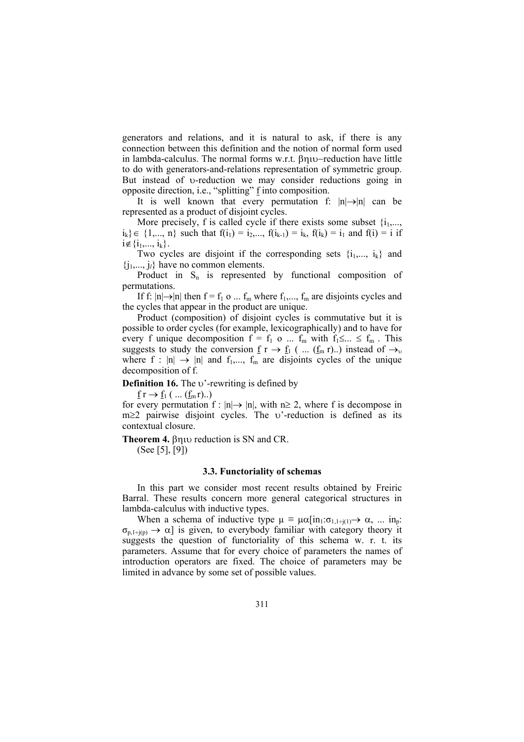generators and relations, and it is natural to ask, if there is any connection between this definition and the notion of normal form used in lambda-calculus. The normal forms w.r.t. $\beta\eta\iota\upsilon$–reduction have little to do with generators-and-relations representation of symmetric group. But instead of $\upsilon$-reduction we may consider reductions going in opposite direction, i.e., "splitting" $\underline{f}$ into composition.

It is well known that every permutation f: $|n|\rightarrow|n|$ can be represented as a product of disjoint cycles.

More precisely, f is called cycle if there exists some subset $\{i_1,..., i_k\} \in \{1,..., n\}$ such that $f(i_1) = i_2,..., f(i_{k-1}) = i_k$, $f(i_k) = i_1$ and $f(i) = i$ if $i\notin\{i_1,..., i_k\}$.

Two cycles are disjoint if the corresponding sets $\{i_1,..., i_k\}$ and $\{j_1,..., j_l\}$ have no common elements.

Product in $S_n$ is represented by functional composition of permutations.

If f: $|n|\rightarrow|n|$ then $f = f_1 \circ ... f_m$ where $f_1,..., f_m$ are disjoints cycles and the cycles that appear in the product are unique.

Product (composition) of disjoint cycles is commutative but it is possible to order cycles (for example, lexicographically) and to have for every f unique decomposition $f = f_1 \circ ... f_m$ with $f_1\leq... \leq f_m$ . This suggests to study the conversion $\underline{f}\ r \rightarrow \underline{f}_1\ ( ...\ (\underline{f}_m\ r)..)$ instead of $\rightarrow_\upsilon$ where $f : |n| \rightarrow |n|$ and $f_1,..., f_m$ are disjoints cycles of the unique decomposition of f.

**Definition 16.** The $\upsilon$'-rewriting is defined by

$\underline{f}\ r \rightarrow \underline{f}_1\ ( ...\ (\underline{f}_m\ r)..)$

for every permutation $f : |n|\rightarrow |n|$, with $n\geq 2$, where f is decompose in $m\geq2$ pairwise disjoint cycles. The $\upsilon$'-reduction is defined as its contextual closure.

**Theorem 4.** $\beta\eta\iota\upsilon$ reduction is SN and CR.

(See [5], [9])

### 3.3. Functoriality of schemas

In this part we consider most recent results obtained by Freiric Barral. These results concern more general categorical structures in lambda-calculus with inductive types.

When a schema of inductive type $\mu \equiv \mu\alpha[in_1:\sigma_{1,1\div j(1)}\rightarrow \alpha,\ ...\ in_p: \sigma_{p,1\div j(p)} \rightarrow \alpha]$ is given, to everybody familiar with category theory it suggests the question of functoriality of this schema w. r. t. its parameters. Assume that for every choice of parameters the names of introduction operators are fixed. The choice of parameters may be limited in advance by some set of possible values.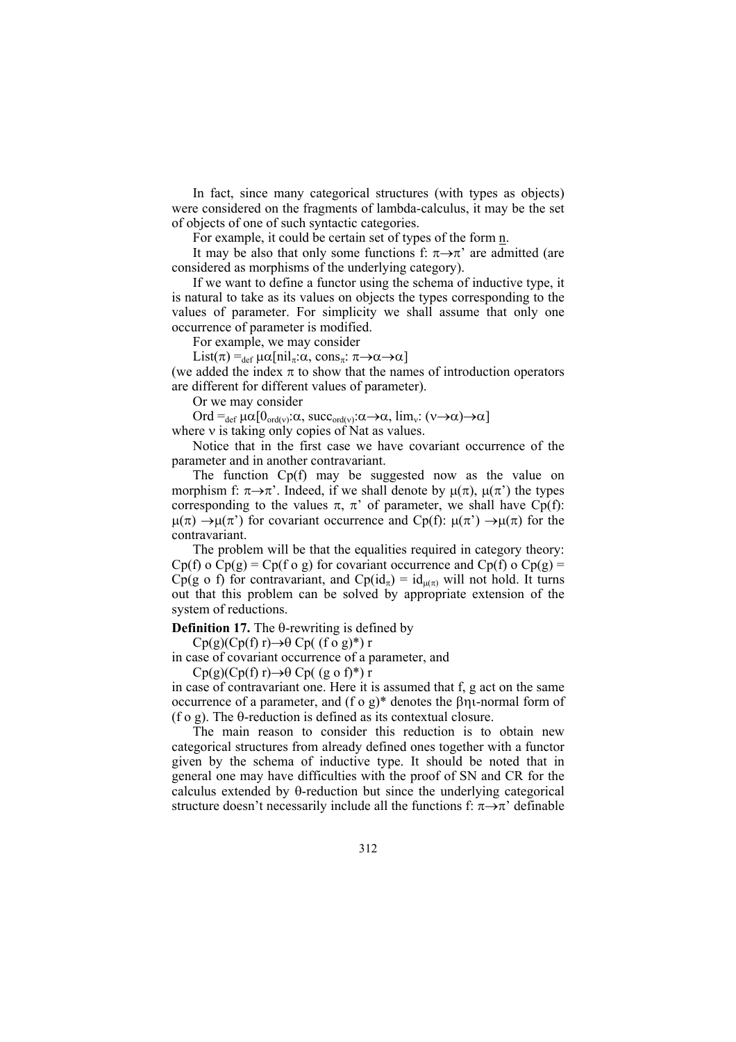In fact, since many categorical structures (with types as objects) were considered on the fragments of lambda-calculus, it may be the set of objects of one of such syntactic categories.

For example, it could be certain set of types of the form $\underline{n}$.

It may be also that only some functions f: $\pi\rightarrow\pi$' are admitted (are considered as morphisms of the underlying category).

If we want to define a functor using the schema of inductive type, it is natural to take as its values on objects the types corresponding to the values of parameter. For simplicity we shall assume that only one occurrence of parameter is modified.

For example, we may consider

$\mathrm{List}(\pi) =_{\mathrm{def}} \mu\alpha[\mathrm{nil}_\pi{:}\alpha,\ \mathrm{cons}_\pi{:}\ \pi\rightarrow\alpha\rightarrow\alpha]$

(we added the index $\pi$ to show that the names of introduction operators are different for different values of parameter).

Or we may consider

$\mathrm{Ord} =_{\mathrm{def}} \mu\alpha[0_{\mathrm{ord}(\nu)}{:}\alpha,\ \mathrm{succ}_{\mathrm{ord}(\nu)}{:}\alpha\rightarrow\alpha,\ \lim_\nu{:}\ (\nu\rightarrow\alpha)\rightarrow\alpha]$

where $\nu$ is taking only copies of Nat as values.

Notice that in the first case we have covariant occurrence of the parameter and in another contravariant.

The function Cp(f) may be suggested now as the value on morphism f: $\pi\rightarrow\pi$'. Indeed, if we shall denote by $\mu(\pi)$, $\mu(\pi')$ the types corresponding to the values $\pi$, $\pi$' of parameter, we shall have Cp(f): $\mu(\pi)\rightarrow\mu(\pi')$ for covariant occurrence and Cp(f): $\mu(\pi')\rightarrow\mu(\pi)$ for the contravariant.

The problem will be that the equalities required in category theory: Cp(f) o Cp(g) = Cp(f o g) for covariant occurrence and Cp(f) o Cp(g) = Cp(g o f) for contravariant, and $\mathrm{Cp}(\mathrm{id}_\pi) = \mathrm{id}_{\mu(\pi)}$ will not hold. It turns out that this problem can be solved by appropriate extension of the system of reductions.

**Definition 17.** The $\theta$-rewriting is defined by

$\mathrm{Cp}(g)(\mathrm{Cp}(f)\ r)\rightarrow\theta\ \mathrm{Cp}(\ (f \text{ o } g)^*)\ r$

in case of covariant occurrence of a parameter, and

$\mathrm{Cp}(g)(\mathrm{Cp}(f)\ r)\rightarrow\theta\ \mathrm{Cp}(\ (g \text{ o } f)^*)\ r$

in case of contravariant one. Here it is assumed that f, g act on the same occurrence of a parameter, and (f o g)* denotes the $\beta\eta\iota$-normal form of (f o g). The $\theta$-reduction is defined as its contextual closure.

The main reason to consider this reduction is to obtain new categorical structures from already defined ones together with a functor given by the schema of inductive type. It should be noted that in general one may have difficulties with the proof of SN and CR for the calculus extended by $\theta$-reduction but since the underlying categorical structure doesn't necessarily include all the functions f: $\pi\rightarrow\pi$' definable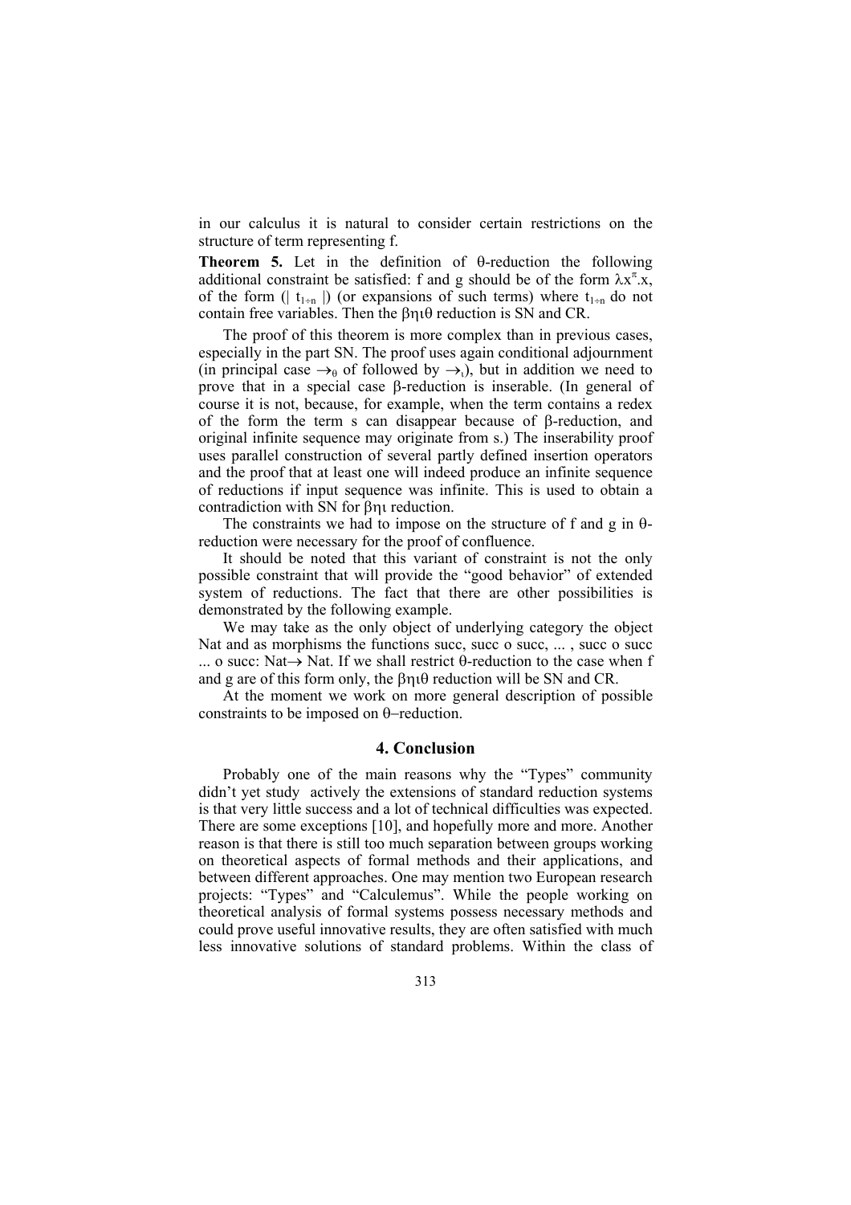in our calculus it is natural to consider certain restrictions on the structure of term representing f.

**Theorem 5.** Let in the definition of θ-reduction the following additional constraint be satisfied: f and g should be of the form $\lambda x^{\pi}.x$, of the form $(| \ t_{1\div n} \ |)$ (or expansions of such terms) where $t_{1\div n}$ do not contain free variables. Then the βηιθ reduction is SN and CR.

The proof of this theorem is more complex than in previous cases, especially in the part SN. The proof uses again conditional adjournment (in principal case $\rightarrow_{\theta}$ of followed by $\rightarrow_{\iota}$), but in addition we need to prove that in a special case β-reduction is inserable. (In general of course it is not, because, for example, when the term contains a redex of the form the term s can disappear because of β-reduction, and original infinite sequence may originate from s.) The inserability proof uses parallel construction of several partly defined insertion operators and the proof that at least one will indeed produce an infinite sequence of reductions if input sequence was infinite. This is used to obtain a contradiction with SN for βηι reduction.

The constraints we had to impose on the structure of f and g in θ-reduction were necessary for the proof of confluence.

It should be noted that this variant of constraint is not the only possible constraint that will provide the "good behavior" of extended system of reductions. The fact that there are other possibilities is demonstrated by the following example.

We may take as the only object of underlying category the object Nat and as morphisms the functions succ, succ o succ, ... , succ o succ ... o succ: Nat→ Nat. If we shall restrict θ-reduction to the case when f and g are of this form only, the βηιθ reduction will be SN and CR.

At the moment we work on more general description of possible constraints to be imposed on θ–reduction.

## 4. Conclusion

Probably one of the main reasons why the "Types" community didn't yet study actively the extensions of standard reduction systems is that very little success and a lot of technical difficulties was expected. There are some exceptions [10], and hopefully more and more. Another reason is that there is still too much separation between groups working on theoretical aspects of formal methods and their applications, and between different approaches. One may mention two European research projects: "Types" and "Calculemus". While the people working on theoretical analysis of formal systems possess necessary methods and could prove useful innovative results, they are often satisfied with much less innovative solutions of standard problems. Within the class of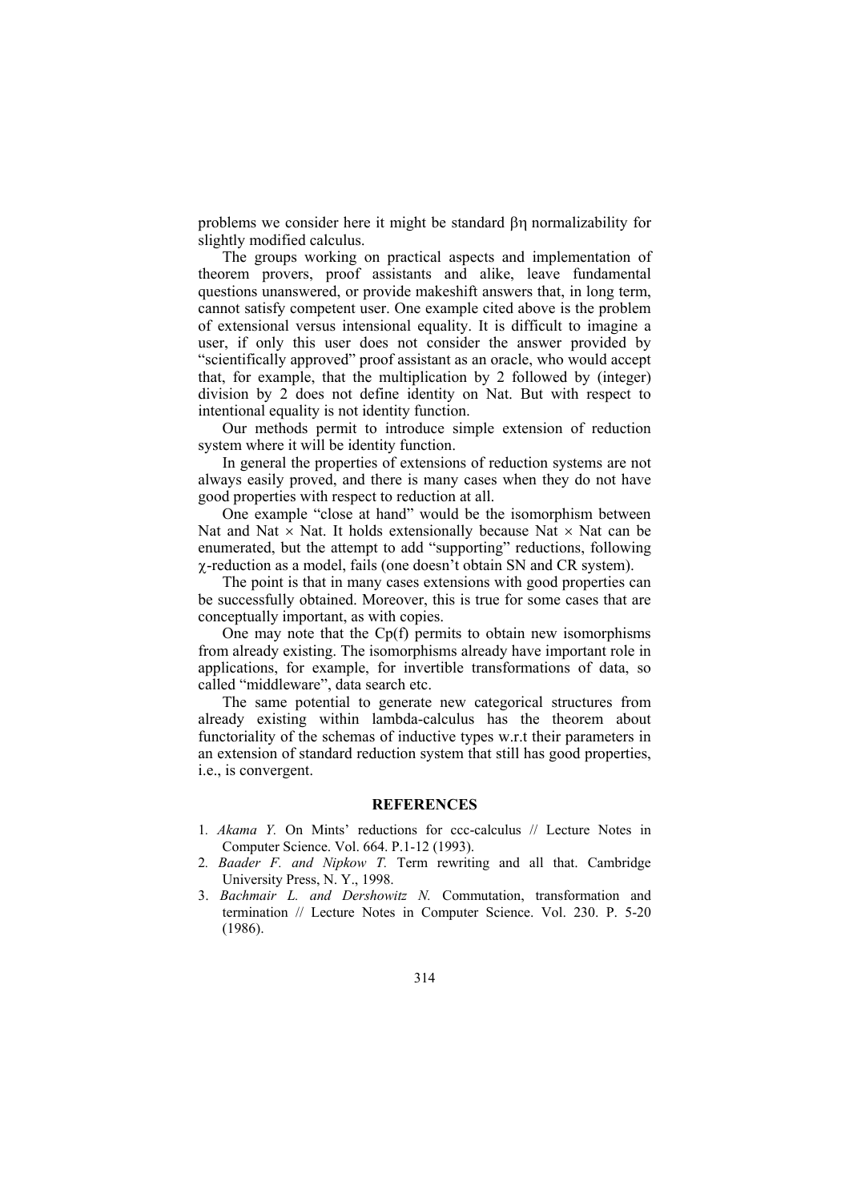problems we consider here it might be standard $\beta\eta$ normalizability for slightly modified calculus.

The groups working on practical aspects and implementation of theorem provers, proof assistants and alike, leave fundamental questions unanswered, or provide makeshift answers that, in long term, cannot satisfy competent user. One example cited above is the problem of extensional versus intensional equality. It is difficult to imagine a user, if only this user does not consider the answer provided by "scientifically approved" proof assistant as an oracle, who would accept that, for example, that the multiplication by 2 followed by (integer) division by 2 does not define identity on Nat. But with respect to intentional equality is not identity function.

Our methods permit to introduce simple extension of reduction system where it will be identity function.

In general the properties of extensions of reduction systems are not always easily proved, and there is many cases when they do not have good properties with respect to reduction at all.

One example "close at hand" would be the isomorphism between Nat and Nat $\times$ Nat. It holds extensionally because Nat $\times$ Nat can be enumerated, but the attempt to add "supporting" reductions, following $\chi$-reduction as a model, fails (one doesn't obtain SN and CR system).

The point is that in many cases extensions with good properties can be successfully obtained. Moreover, this is true for some cases that are conceptually important, as with copies.

One may note that the Cp(f) permits to obtain new isomorphisms from already existing. The isomorphisms already have important role in applications, for example, for invertible transformations of data, so called "middleware", data search etc.

The same potential to generate new categorical structures from already existing within lambda-calculus has the theorem about functoriality of the schemas of inductive types w.r.t their parameters in an extension of standard reduction system that still has good properties, i.e., is convergent.

## REFERENCES

1. *Akama Y.* On Mints' reductions for ccc-calculus // Lecture Notes in Computer Science. Vol. 664. P.1-12 (1993).
2. *Baader F. and Nipkow T.* Term rewriting and all that. Cambridge University Press, N. Y., 1998.
3. *Bachmair L. and Dershowitz N.* Commutation, transformation and termination // Lecture Notes in Computer Science. Vol. 230. P. 5-20 (1986).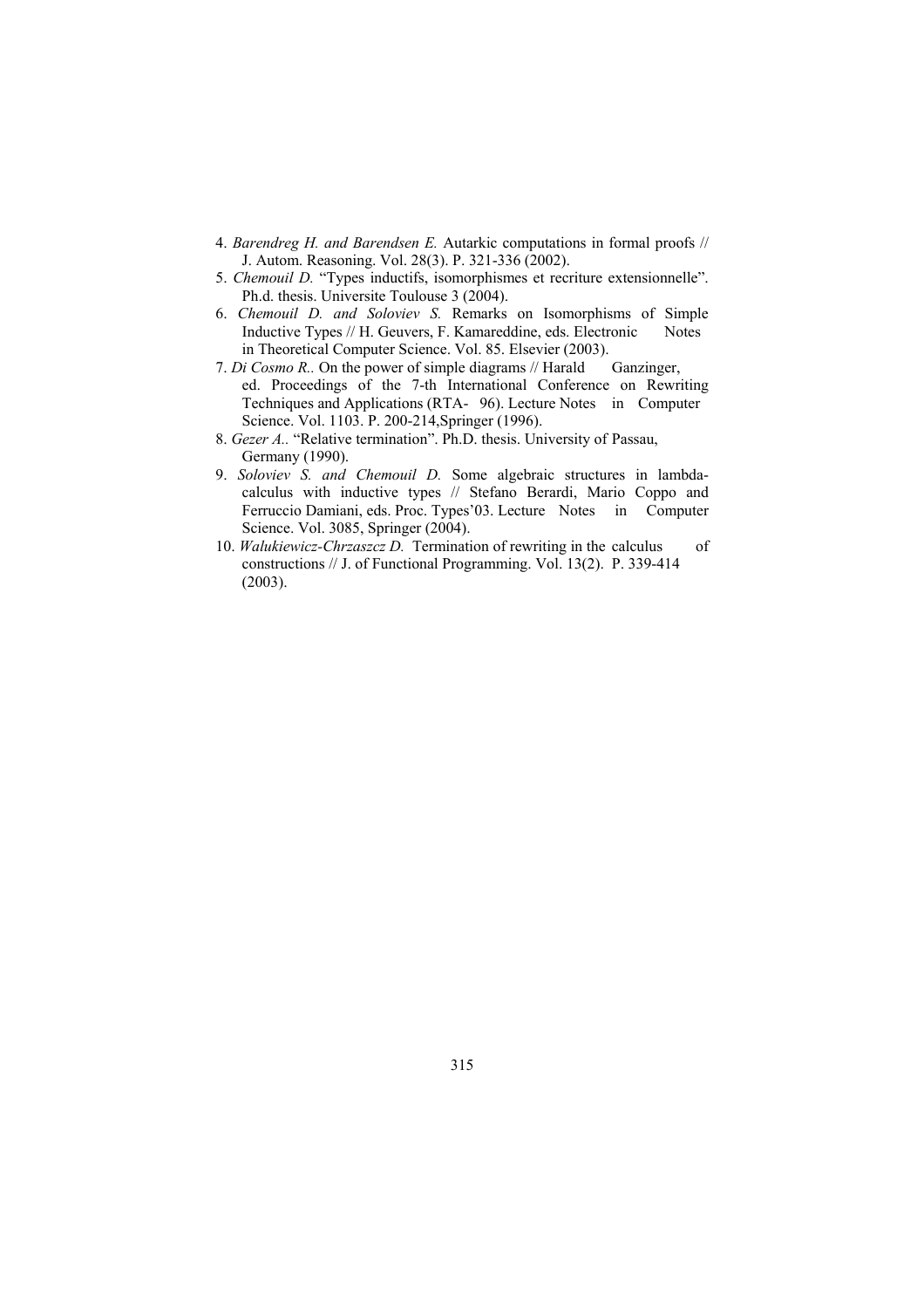4. *Barendreg H. and Barendsen E.* Autarkic computations in formal proofs // J. Autom. Reasoning. Vol. 28(3). P. 321-336 (2002).
5. *Chemouil D.* “Types inductifs, isomorphismes et recriture extensionnelle”. Ph.d. thesis. Universite Toulouse 3 (2004).
6. *Chemouil D. and Soloviev S.* Remarks on Isomorphisms of Simple Inductive Types // H. Geuvers, F. Kamareddine, eds. Electronic Notes in Theoretical Computer Science. Vol. 85. Elsevier (2003).
7. *Di Cosmo R..* On the power of simple diagrams // Harald Ganzinger, ed. Proceedings of the 7-th International Conference on Rewriting Techniques and Applications (RTA- 96). Lecture Notes in Computer Science. Vol. 1103. P. 200-214,Springer (1996).
8. *Gezer A..* “Relative termination”. Ph.D. thesis. University of Passau, Germany (1990).
9. *Soloviev S. and Chemouil D.* Some algebraic structures in lambda-calculus with inductive types // Stefano Berardi, Mario Coppo and Ferruccio Damiani, eds. Proc. Types’03. Lecture Notes in Computer Science. Vol. 3085, Springer (2004).
10. *Walukiewicz-Chrzaszcz D.* Termination of rewriting in the calculus of constructions // J. of Functional Programming. Vol. 13(2). P. 339-414 (2003).